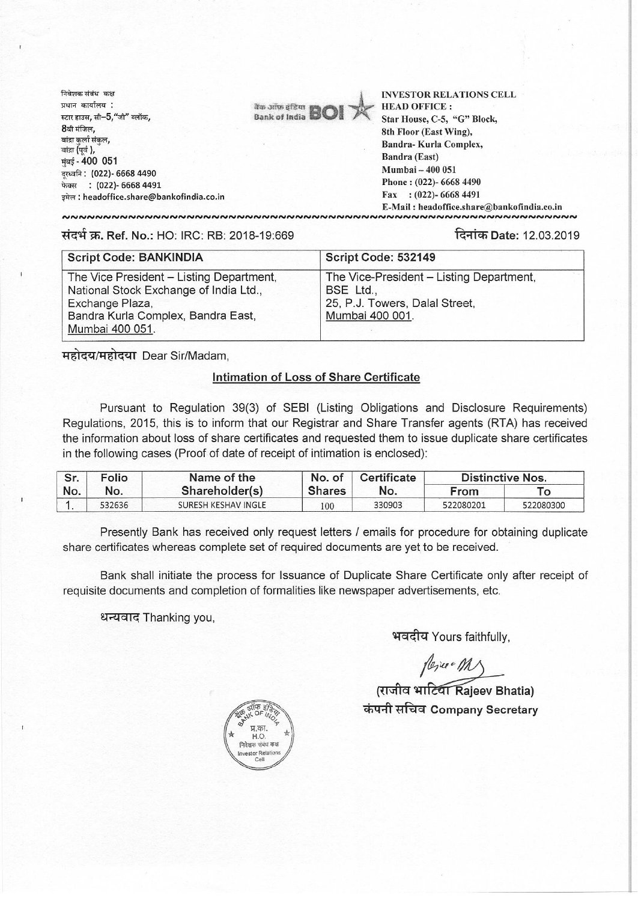निवेशक संबंध कक्ष
प्रधान कार्यालय :
स्टार हाउस, सी–5, "जी" ब्लॉक,
8वी मंजिल,
बांद्रा कुर्ला संकुल,
बांद्रा (पूर्व),
मुंबई - 400 051
दूरध्वनि : (022)- 6668 4490
फैक्स : (022)- 6668 4491
इमेल : headoffice.share@bankofindia.co.in

बैंक ऑफ इंडिया Bank of India BOI

INVESTOR RELATIONS CELL
HEAD OFFICE :
Star House, C-5, "G" Block,
8th Floor (East Wing),
Bandra- Kurla Complex,
Bandra (East)
Mumbai – 400 051
Phone : (022)- 6668 4490
Fax : (022)- 6668 4491
E-Mail : headoffice.share@bankofindia.co.in

संदर्भ क्र. Ref. No.: HO: IRC: RB: 2018-19:669

दिनांक Date: 12.03.2019

| Script Code: BANKINDIA | Script Code: 532149 |
|---|---|
| The Vice President – Listing Department, National Stock Exchange of India Ltd., Exchange Plaza, Bandra Kurla Complex, Bandra East, Mumbai 400 051. | The Vice-President – Listing Department, BSE Ltd., 25, P.J. Towers, Dalal Street, Mumbai 400 001. |

महोदय/महोदया Dear Sir/Madam,

**Intimation of Loss of Share Certificate**

Pursuant to Regulation 39(3) of SEBI (Listing Obligations and Disclosure Requirements) Regulations, 2015, this is to inform that our Registrar and Share Transfer agents (RTA) has received the information about loss of share certificates and requested them to issue duplicate share certificates in the following cases (Proof of date of receipt of intimation is enclosed):

| Sr. No. | Folio No. | Name of the Shareholder(s) | No. of Shares | Certificate No. | Distinctive Nos. | |
|---|---|---|---|---|---|---|
| | | | | | From | To |
| 1. | 532636 | SURESH KESHAV INGLE | 100 | 330903 | 522080201 | 522080300 |

Presently Bank has received only request letters / emails for procedure for obtaining duplicate share certificates whereas complete set of required documents are yet to be received.

Bank shall initiate the process for Issuance of Duplicate Share Certificate only after receipt of requisite documents and completion of formalities like newspaper advertisements, etc.

धन्यवाद Thanking you,

भवदीय Yours faithfully,

(राजीव भाटिया Rajeev Bhatia)
कंपनी सचिव Company Secretary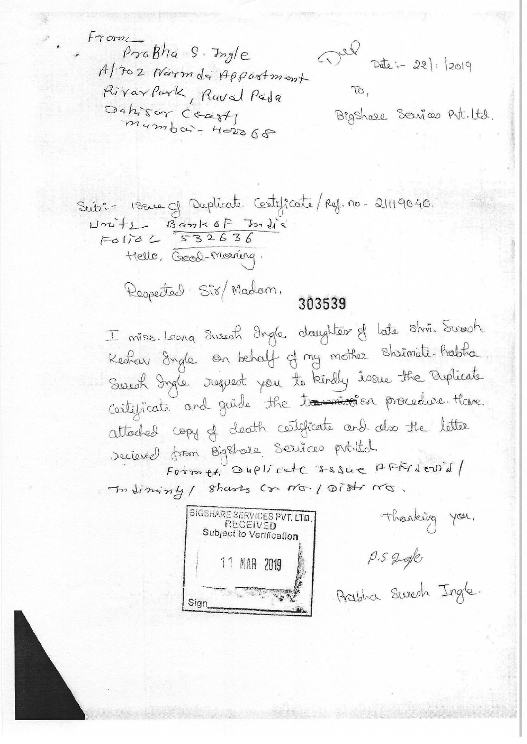From
Prabha S. Ingle
A/702 Narmda Appartment
RivarPark, Raval Pada
Dahisar (East)
Mumbai- 400068

Dup

Date :- 22/ /2019

To,
Bigshare Services Pvt. Ltd.

Sub:- Issue of Duplicate Certificate / Ref. no - 21119040.
Unit - Bank of India
Folio - 532636
Hello, Good-Morning.

Respected Sir/Madam,

303539

I miss. Leena Suresh Ingle daughter of late Shri. Suresh Keshav Ingle on behalf of my mother Shrimati. Prabha Suresh Ingle request you to kindly issue the Duplicate certificate and guide the ~~transmission~~ procedure. Have attached copy of death certificate and also the letter recieved from Bigshare Services pvt.ltd.

Format. Duplicate Issue Affidavit / Indimity / shares Cr. no / Distr no.

BIGSHARE SERVICES PVT. LTD.
RECEIVED
Subject to Verification
11 MAR 2019
Sign

Thanking you,

P.S Ingle

Prabha Suresh Ingle.